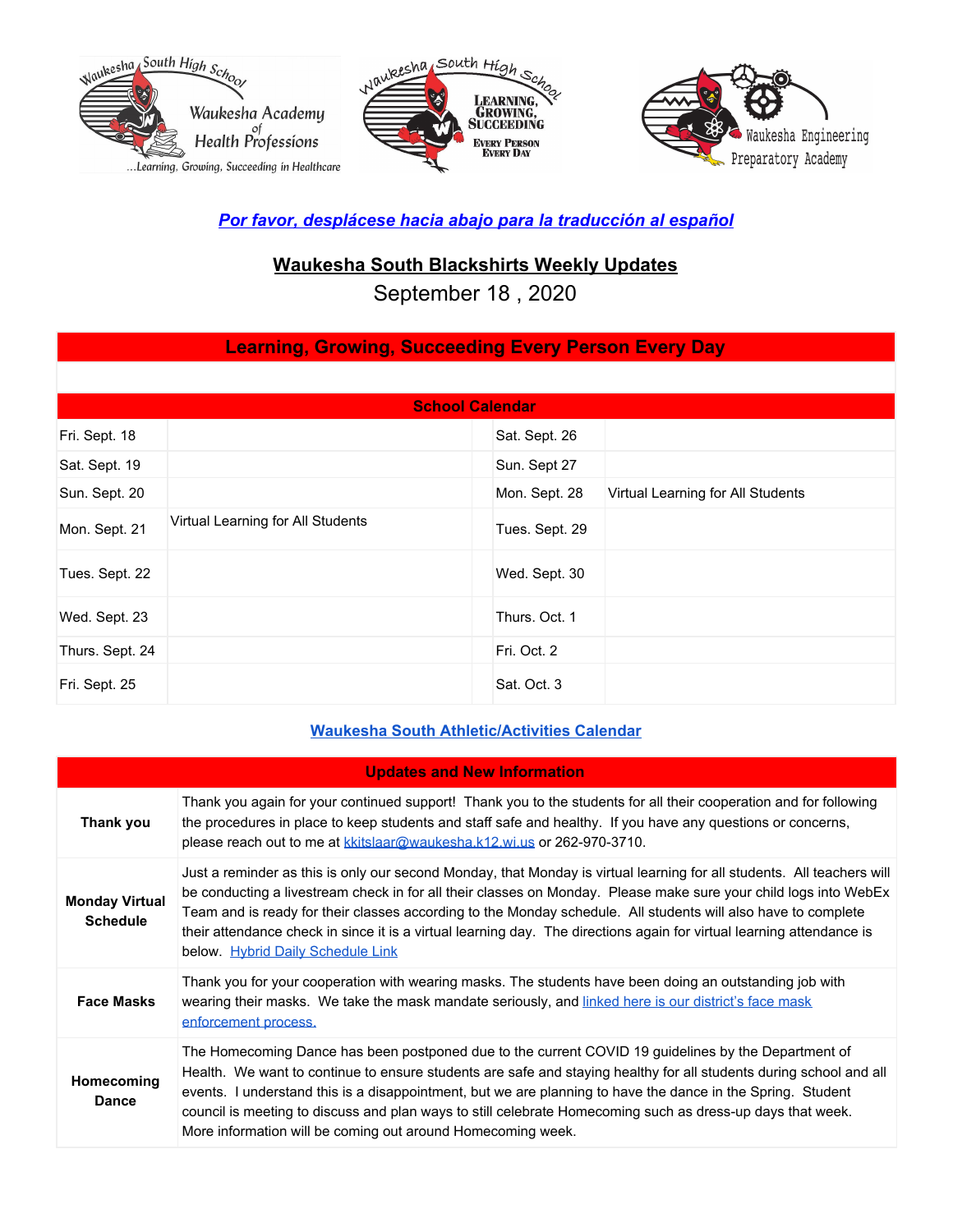*[Por favor, desplácese hacia abajo para la traducción al español](#)*

## Waukesha South Blackshirts Weekly Updates

September 18 , 2020

| Learning, Growing, Succeeding Every Person Every Day | | | |
|---|---|---|---|
| **School Calendar** | | | |
| Fri. Sept. 18 | | Sat. Sept. 26 | |
| Sat. Sept. 19 | | Sun. Sept 27 | |
| Sun. Sept. 20 | | Mon. Sept. 28 | Virtual Learning for All Students |
| Mon. Sept. 21 | Virtual Learning for All Students | Tues. Sept. 29 | |
| Tues. Sept. 22 | | Wed. Sept. 30 | |
| Wed. Sept. 23 | | Thurs. Oct. 1 | |
| Thurs. Sept. 24 | | Fri. Oct. 2 | |
| Fri. Sept. 25 | | Sat. Oct. 3 | |

**[Waukesha South Athletic/Activities Calendar](#)**

| Updates and New Information | |
|---|---|
| **Thank you** | Thank you again for your continued support! Thank you to the students for all their cooperation and for following the procedures in place to keep students and staff safe and healthy. If you have any questions or concerns, please reach out to me at kkitslaar@waukesha.k12.wi.us or 262-970-3710. |
| **Monday Virtual Schedule** | Just a reminder as this is only our second Monday, that Monday is virtual learning for all students. All teachers will be conducting a livestream check in for all their classes on Monday. Please make sure your child logs into WebEx Team and is ready for their classes according to the Monday schedule. All students will also have to complete their attendance check in since it is a virtual learning day. The directions again for virtual learning attendance is below. [Hybrid Daily Schedule Link](#) |
| **Face Masks** | Thank you for your cooperation with wearing masks. The students have been doing an outstanding job with wearing their masks. We take the mask mandate seriously, and [linked here is our district's face mask enforcement process.](#) |
| **Homecoming Dance** | The Homecoming Dance has been postponed due to the current COVID 19 guidelines by the Department of Health. We want to continue to ensure students are safe and staying healthy for all students during school and all events. I understand this is a disappointment, but we are planning to have the dance in the Spring. Student council is meeting to discuss and plan ways to still celebrate Homecoming such as dress-up days that week. More information will be coming out around Homecoming week. |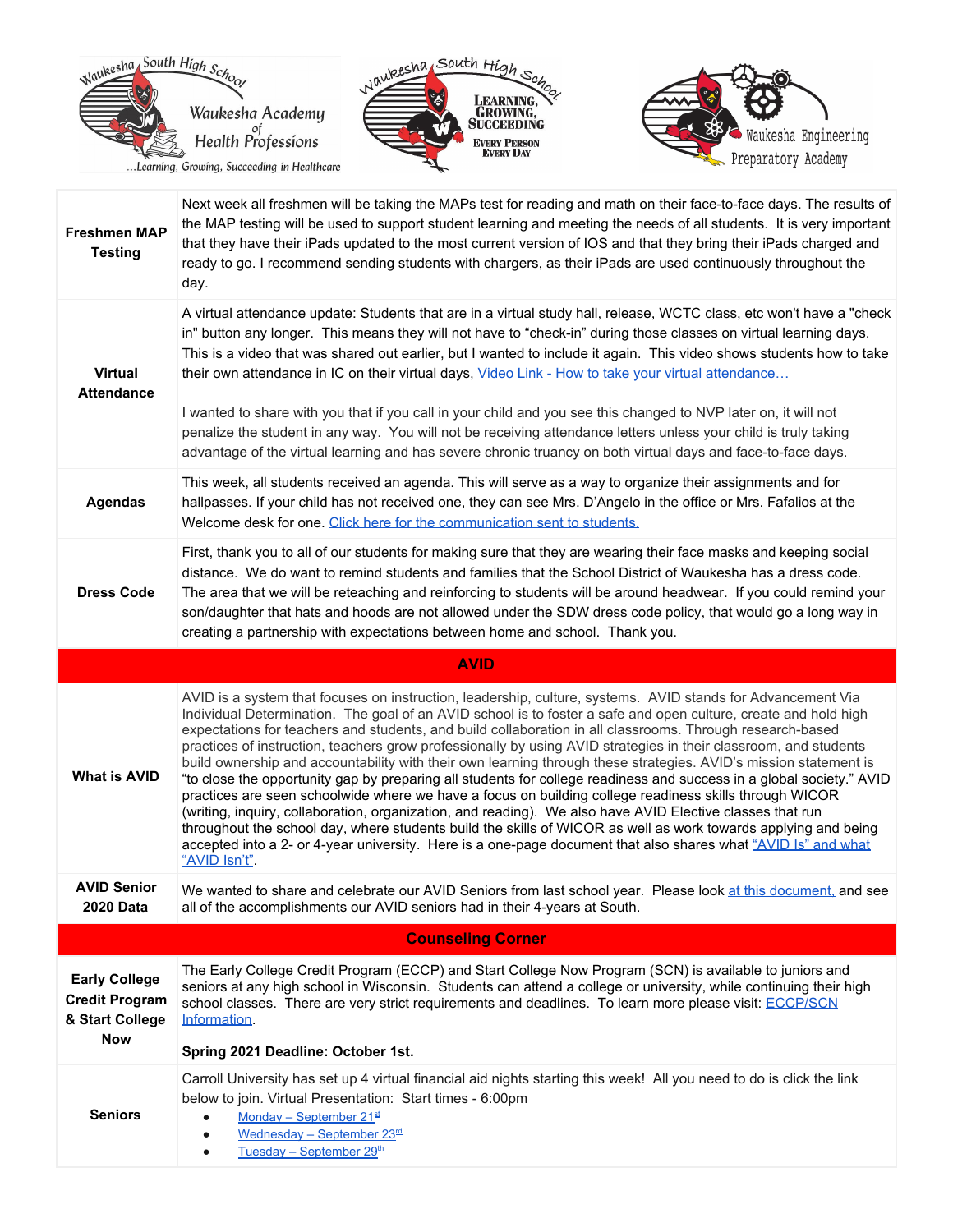| | |
|---|---|
| **Freshmen MAP Testing** | Next week all freshmen will be taking the MAPs test for reading and math on their face-to-face days. The results of the MAP testing will be used to support student learning and meeting the needs of all students. It is very important that they have their iPads updated to the most current version of IOS and that they bring their iPads charged and ready to go. I recommend sending students with chargers, as their iPads are used continuously throughout the day. |
| **Virtual Attendance** | A virtual attendance update: Students that are in a virtual study hall, release, WCTC class, etc won't have a "check in" button any longer. This means they will not have to "check-in" during those classes on virtual learning days. This is a video that was shared out earlier, but I wanted to include it again. This video shows students how to take their own attendance in IC on their virtual days, Video Link - How to take your virtual attendance…<br><br>I wanted to share with you that if you call in your child and you see this changed to NVP later on, it will not penalize the student in any way. You will not be receiving attendance letters unless your child is truly taking advantage of the virtual learning and has severe chronic truancy on both virtual days and face-to-face days. |
| **Agendas** | This week, all students received an agenda. This will serve as a way to organize their assignments and for hallpasses. If your child has not received one, they can see Mrs. D'Angelo in the office or Mrs. Fafalios at the Welcome desk for one. Click here for the communication sent to students. |
| **Dress Code** | First, thank you to all of our students for making sure that they are wearing their face masks and keeping social distance. We do want to remind students and families that the School District of Waukesha has a dress code. The area that we will be reteaching and reinforcing to students will be around headwear. If you could remind your son/daughter that hats and hoods are not allowed under the SDW dress code policy, that would go a long way in creating a partnership with expectations between home and school. Thank you. |
| **AVID** | |
| **What is AVID** | AVID is a system that focuses on instruction, leadership, culture, systems. AVID stands for Advancement Via Individual Determination. The goal of an AVID school is to foster a safe and open culture, create and hold high expectations for teachers and students, and build collaboration in all classrooms. Through research-based practices of instruction, teachers grow professionally by using AVID strategies in their classroom, and students build ownership and accountability with their own learning through these strategies. AVID's mission statement is "to close the opportunity gap by preparing all students for college readiness and success in a global society." AVID practices are seen schoolwide where we have a focus on building college readiness skills through WICOR (writing, inquiry, collaboration, organization, and reading). We also have AVID Elective classes that run throughout the school day, where students build the skills of WICOR as well as work towards applying and being accepted into a 2- or 4-year university. Here is a one-page document that also shares what "AVID Is" and what "AVID Isn't". |
| **AVID Senior 2020 Data** | We wanted to share and celebrate our AVID Seniors from last school year. Please look at this document, and see all of the accomplishments our AVID seniors had in their 4-years at South. |
| **Counseling Corner** | |
| **Early College Credit Program & Start College Now** | The Early College Credit Program (ECCP) and Start College Now Program (SCN) is available to juniors and seniors at any high school in Wisconsin. Students can attend a college or university, while continuing their high school classes. There are very strict requirements and deadlines. To learn more please visit: ECCP/SCN Information.<br><br>**Spring 2021 Deadline: October 1st.** |
| **Seniors** | Carroll University has set up 4 virtual financial aid nights starting this week! All you need to do is click the link below to join. Virtual Presentation: Start times - 6:00pm<br>• Monday – September 21st<br>• Wednesday – September 23rd<br>• Tuesday – September 29th |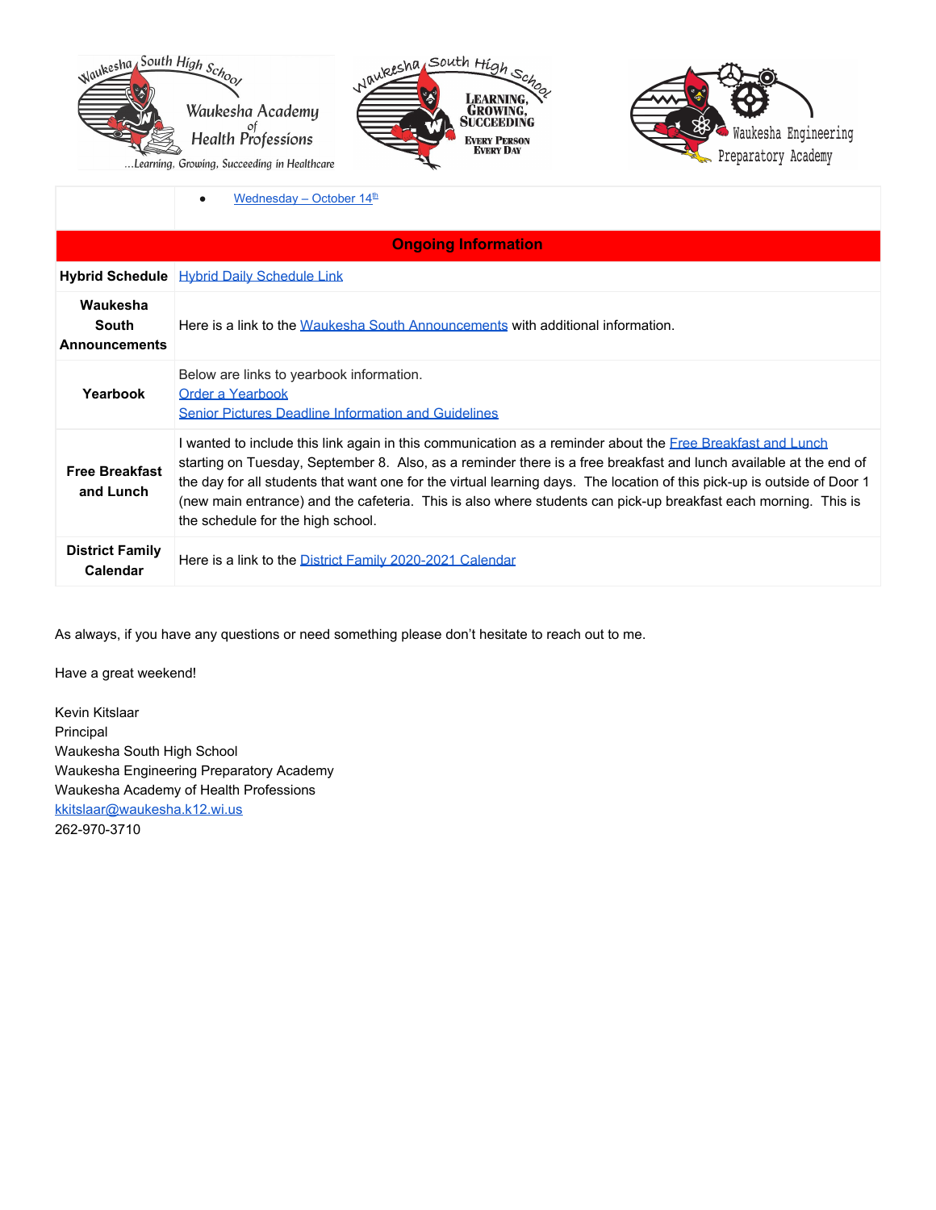| | |
|---|---|
| | • Wednesday – October 14th |
| **Ongoing Information** | |
| **Hybrid Schedule** | Hybrid Daily Schedule Link |
| **Waukesha South Announcements** | Here is a link to the Waukesha South Announcements with additional information. |
| **Yearbook** | Below are links to yearbook information.<br>Order a Yearbook<br>Senior Pictures Deadline Information and Guidelines |
| **Free Breakfast and Lunch** | I wanted to include this link again in this communication as a reminder about the Free Breakfast and Lunch starting on Tuesday, September 8. Also, as a reminder there is a free breakfast and lunch available at the end of the day for all students that want one for the virtual learning days. The location of this pick-up is outside of Door 1 (new main entrance) and the cafeteria. This is also where students can pick-up breakfast each morning. This is the schedule for the high school. |
| **District Family Calendar** | Here is a link to the District Family 2020-2021 Calendar |

As always, if you have any questions or need something please don't hesitate to reach out to me.

Have a great weekend!

Kevin Kitslaar
Principal
Waukesha South High School
Waukesha Engineering Preparatory Academy
Waukesha Academy of Health Professions
kkitslaar@waukesha.k12.wi.us
262-970-3710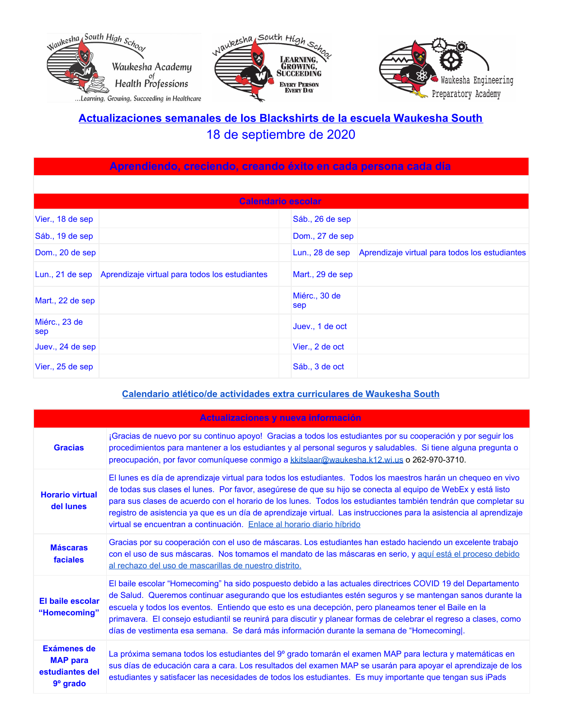# Actualizaciones semanales de los Blackshirts de la escuela Waukesha South

18 de septiembre de 2020

## Aprendiendo, creciendo, creando éxito en cada persona cada día

| Calendario escolar | | | |
|---|---|---|---|
| Vier., 18 de sep | | Sáb., 26 de sep | |
| Sáb., 19 de sep | | Dom., 27 de sep | |
| Dom., 20 de sep | | Lun., 28 de sep | Aprendizaje virtual para todos los estudiantes |
| Lun., 21 de sep | Aprendizaje virtual para todos los estudiantes | Mart., 29 de sep | |
| Mart., 22 de sep | | Miérc., 30 de sep | |
| Miérc., 23 de sep | | Juev., 1 de oct | |
| Juev., 24 de sep | | Vier., 2 de oct | |
| Vier., 25 de sep | | Sáb., 3 de oct | |

Calendario atlético/de actividades extra curriculares de Waukesha South

| Actualizaciones y nueva información | |
|---|---|
| **Gracias** | ¡Gracias de nuevo por su continuo apoyo! Gracias a todos los estudiantes por su cooperación y por seguir los procedimientos para mantener a los estudiantes y al personal seguros y saludables. Si tiene alguna pregunta o preocupación, por favor comuníquese conmigo a kkitslaar@waukesha.k12.wi.us o 262-970-3710. |
| **Horario virtual del lunes** | El lunes es día de aprendizaje virtual para todos los estudiantes. Todos los maestros harán un chequeo en vivo de todas sus clases el lunes. Por favor, asegúrese de que su hijo se conecta al equipo de WebEx y está listo para sus clases de acuerdo con el horario de los lunes. Todos los estudiantes también tendrán que completar su registro de asistencia ya que es un día de aprendizaje virtual. Las instrucciones para la asistencia al aprendizaje virtual se encuentran a continuación. Enlace al horario diario híbrido |
| **Máscaras faciales** | Gracias por su cooperación con el uso de máscaras. Los estudiantes han estado haciendo un excelente trabajo con el uso de sus máscaras. Nos tomamos el mandato de las máscaras en serio, y aquí está el proceso debido al rechazo del uso de mascarillas de nuestro distrito. |
| **El baile escolar "Homecoming"** | El baile escolar "Homecoming" ha sido pospuesto debido a las actuales directrices COVID 19 del Departamento de Salud. Queremos continuar asegurando que los estudiantes estén seguros y se mantengan sanos durante la escuela y todos los eventos. Entiendo que esto es una decepción, pero planeamos tener el Baile en la primavera. El consejo estudiantil se reunirá para discutir y planear formas de celebrar el regreso a clases, como días de vestimenta esa semana. Se dará más información durante la semana de "Homecoming\|. |
| **Exámenes de MAP para estudiantes del 9º grado** | La próxima semana todos los estudiantes del 9º grado tomarán el examen MAP para lectura y matemáticas en sus días de educación cara a cara. Los resultados del examen MAP se usarán para apoyar el aprendizaje de los estudiantes y satisfacer las necesidades de todos los estudiantes. Es muy importante que tengan sus iPads |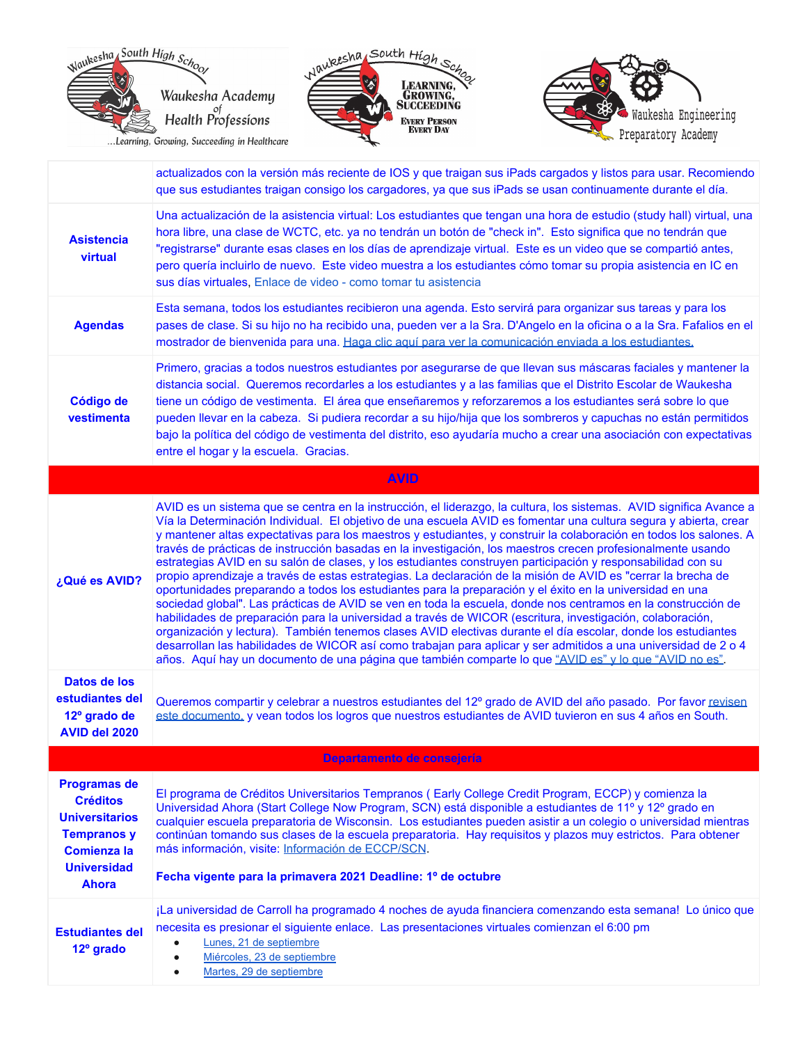| | |
|---|---|
| | actualizados con la versión más reciente de IOS y que traigan sus iPads cargados y listos para usar. Recomiendo que sus estudiantes traigan consigo los cargadores, ya que sus iPads se usan continuamente durante el día. |
| **Asistencia virtual** | Una actualización de la asistencia virtual: Los estudiantes que tengan una hora de estudio (study hall) virtual, una hora libre, una clase de WCTC, etc. ya no tendrán un botón de "check in". Esto significa que no tendrán que "registrarse" durante esas clases en los días de aprendizaje virtual. Este es un video que se compartió antes, pero quería incluirlo de nuevo. Este video muestra a los estudiantes cómo tomar su propia asistencia en IC en sus días virtuales, Enlace de video - como tomar tu asistencia |
| **Agendas** | Esta semana, todos los estudiantes recibieron una agenda. Esto servirá para organizar sus tareas y para los pases de clase. Si su hijo no ha recibido una, pueden ver a la Sra. D'Angelo en la oficina o a la Sra. Fafalios en el mostrador de bienvenida para una. Haga clic aquí para ver la comunicación enviada a los estudiantes. |
| **Código de vestimenta** | Primero, gracias a todos nuestros estudiantes por asegurarse de que llevan sus máscaras faciales y mantener la distancia social. Queremos recordarles a los estudiantes y a las familias que el Distrito Escolar de Waukesha tiene un código de vestimenta. El área que enseñaremos y reforzaremos a los estudiantes será sobre lo que pueden llevar en la cabeza. Si pudiera recordar a su hijo/hija que los sombreros y capuchas no están permitidos bajo la política del código de vestimenta del distrito, eso ayudaría mucho a crear una asociación con expectativas entre el hogar y la escuela. Gracias. |
| **AVID** | |
| **¿Qué es AVID?** | AVID es un sistema que se centra en la instrucción, el liderazgo, la cultura, los sistemas. AVID significa Avance a Vía la Determinación Individual. El objetivo de una escuela AVID es fomentar una cultura segura y abierta, crear y mantener altas expectativas para los maestros y estudiantes, y construir la colaboración en todos los salones. A través de prácticas de instrucción basadas en la investigación, los maestros crecen profesionalmente usando estrategias AVID en su salón de clases, y los estudiantes construyen participación y responsabilidad con su propio aprendizaje a través de estas estrategias. La declaración de la misión de AVID es "cerrar la brecha de oportunidades preparando a todos los estudiantes para la preparación y el éxito en la universidad en una sociedad global". Las prácticas de AVID se ven en toda la escuela, donde nos centramos en la construcción de habilidades de preparación para la universidad a través de WICOR (escritura, investigación, colaboración, organización y lectura). También tenemos clases AVID electivas durante el día escolar, donde los estudiantes desarrollan las habilidades de WICOR así como trabajan para aplicar y ser admitidos a una universidad de 2 o 4 años. Aquí hay un documento de una página que también comparte lo que "AVID es" y lo que "AVID no es". |
| **Datos de los estudiantes del 12º grado de AVID del 2020** | Queremos compartir y celebrar a nuestros estudiantes del 12º grado de AVID del año pasado. Por favor revisen este documento. y vean todos los logros que nuestros estudiantes de AVID tuvieron en sus 4 años en South. |
| **Departamento de consejería** | |
| **Programas de Créditos Universitarios Tempranos y Comienza la Universidad Ahora** | El programa de Créditos Universitarios Tempranos ( Early College Credit Program, ECCP) y comienza la Universidad Ahora (Start College Now Program, SCN) está disponible a estudiantes de 11º y 12º grado en cualquier escuela preparatoria de Wisconsin. Los estudiantes pueden asistir a un colegio o universidad mientras continúan tomando sus clases de la escuela preparatoria. Hay requisitos y plazos muy estrictos. Para obtener más información, visite: Información de ECCP/SCN.<br><br>**Fecha vigente para la primavera 2021 Deadline: 1º de octubre** |
| **Estudiantes del 12º grado** | ¡La universidad de Carroll ha programado 4 noches de ayuda financiera comenzando esta semana! Lo único que necesita es presionar el siguiente enlace. Las presentaciones virtuales comienzan el 6:00 pm<br>• Lunes, 21 de septiembre<br>• Miércoles, 23 de septiembre<br>• Martes, 29 de septiembre |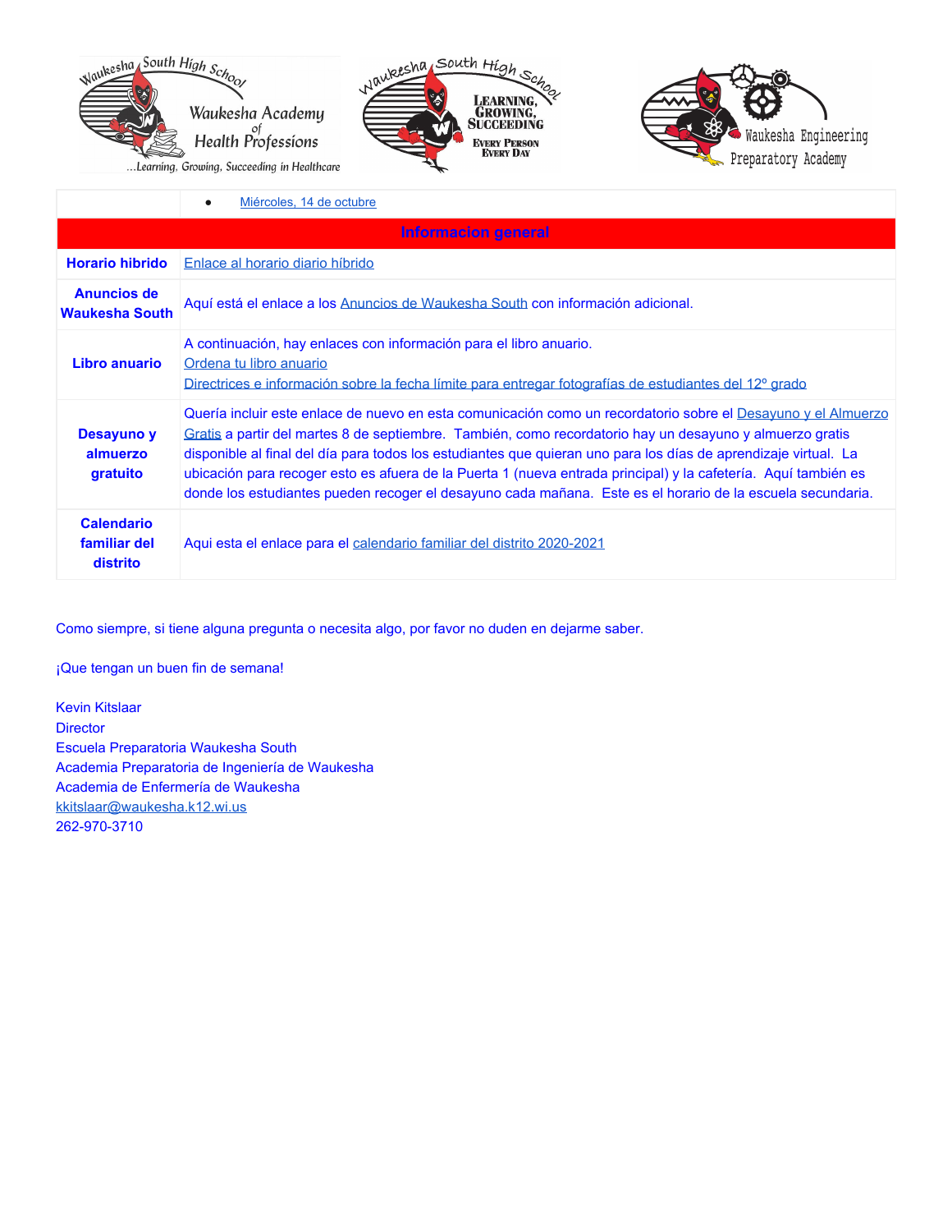| | |
|---|---|
| | • Miércoles, 14 de octubre |
| **Informacion general** | |
| **Horario hibrido** | Enlace al horario diario híbrido |
| **Anuncios de Waukesha South** | Aquí está el enlace a los Anuncios de Waukesha South con información adicional. |
| **Libro anuario** | A continuación, hay enlaces con información para el libro anuario.<br>Ordena tu libro anuario<br>Directrices e información sobre la fecha límite para entregar fotografías de estudiantes del 12º grado |
| **Desayuno y almuerzo gratuito** | Quería incluir este enlace de nuevo en esta comunicación como un recordatorio sobre el Desayuno y el Almuerzo Gratis a partir del martes 8 de septiembre. También, como recordatorio hay un desayuno y almuerzo gratis disponible al final del día para todos los estudiantes que quieran uno para los días de aprendizaje virtual. La ubicación para recoger esto es afuera de la Puerta 1 (nueva entrada principal) y la cafetería. Aquí también es donde los estudiantes pueden recoger el desayuno cada mañana. Este es el horario de la escuela secundaria. |
| **Calendario familiar del distrito** | Aqui esta el enlace para el calendario familiar del distrito 2020-2021 |

Como siempre, si tiene alguna pregunta o necesita algo, por favor no duden en dejarme saber.

¡Que tengan un buen fin de semana!

Kevin Kitslaar
Director
Escuela Preparatoria Waukesha South
Academia Preparatoria de Ingeniería de Waukesha
Academia de Enfermería de Waukesha
kkitslaar@waukesha.k12.wi.us
262-970-3710